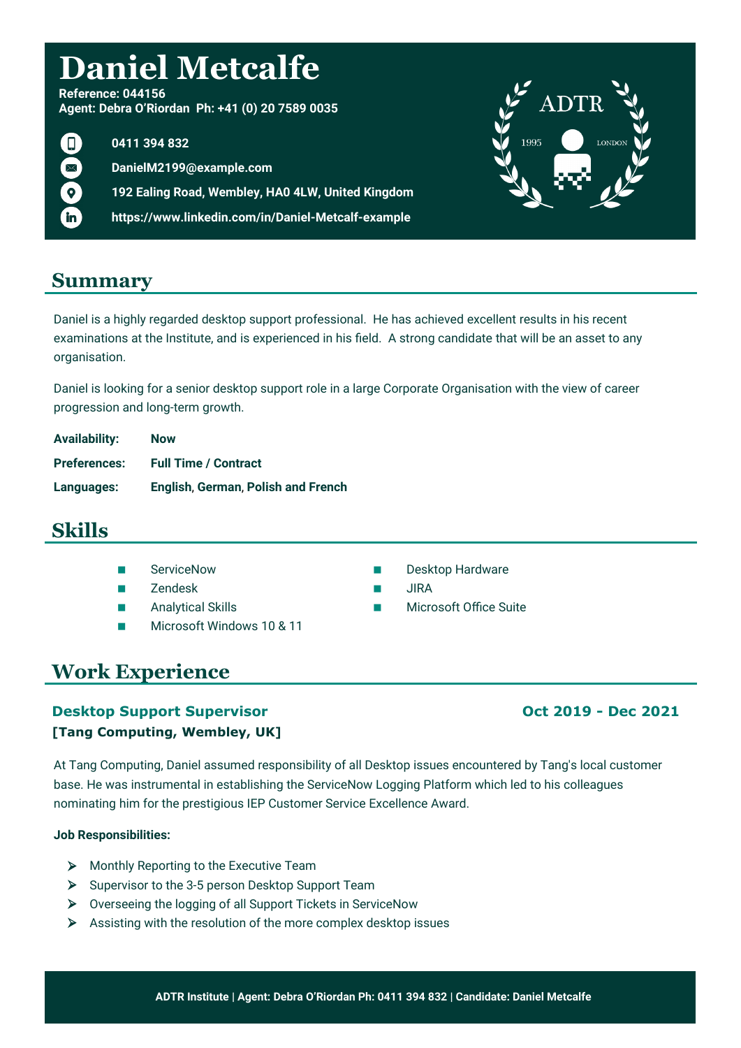# Daniel Metcalfe

**Reference: 044156**
**Agent: Debra O'Riordan Ph: +41 (0) 20 7589 0035**

**0411 394 832**

**DanielM2199@example.com**

**192 Ealing Road, Wembley, HA0 4LW, United Kingdom**

**https://www.linkedin.com/in/Daniel-Metcalf-example**

## Summary

Daniel is a highly regarded desktop support professional. He has achieved excellent results in his recent examinations at the Institute, and is experienced in his field. A strong candidate that will be an asset to any organisation.

Daniel is looking for a senior desktop support role in a large Corporate Organisation with the view of career progression and long-term growth.

**Availability:** **Now**

**Preferences:** **Full Time / Contract**

**Languages:** **English, German, Polish and French**

## Skills

- ServiceNow
- Zendesk
- Analytical Skills
- Microsoft Windows 10 & 11
- Desktop Hardware
- JIRA
- Microsoft Office Suite

## Work Experience

### Desktop Support Supervisor — Oct 2019 - Dec 2021

**[Tang Computing, Wembley, UK]**

At Tang Computing, Daniel assumed responsibility of all Desktop issues encountered by Tang's local customer base. He was instrumental in establishing the ServiceNow Logging Platform which led to his colleagues nominating him for the prestigious IEP Customer Service Excellence Award.

**Job Responsibilities:**

- Monthly Reporting to the Executive Team
- Supervisor to the 3-5 person Desktop Support Team
- Overseeing the logging of all Support Tickets in ServiceNow
- Assisting with the resolution of the more complex desktop issues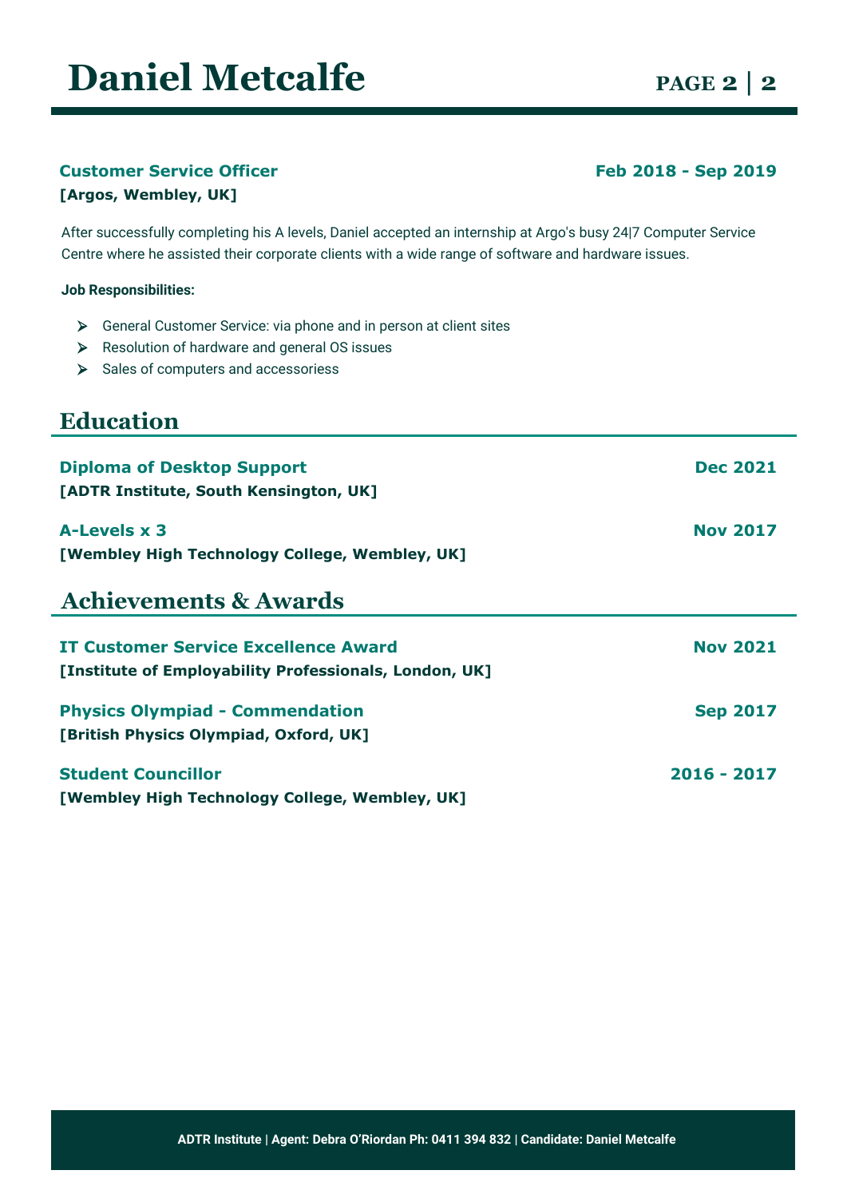### Customer Service Officer — Feb 2018 - Sep 2019

**[Argos, Wembley, UK]**

After successfully completing his A levels, Daniel accepted an internship at Argo's busy 24|7 Computer Service Centre where he assisted their corporate clients with a wide range of software and hardware issues.

**Job Responsibilities:**

- General Customer Service: via phone and in person at client sites
- Resolution of hardware and general OS issues
- Sales of computers and accessoriess

## Education

### Diploma of Desktop Support — Dec 2021

**[ADTR Institute, South Kensington, UK]**

### A-Levels x 3 — Nov 2017

**[Wembley High Technology College, Wembley, UK]**

## Achievements & Awards

### IT Customer Service Excellence Award — Nov 2021

**[Institute of Employability Professionals, London, UK]**

### Physics Olympiad - Commendation — Sep 2017

**[British Physics Olympiad, Oxford, UK]**

### Student Councillor — 2016 - 2017

**[Wembley High Technology College, Wembley, UK]**

**ADTR Institute | Agent: Debra O'Riordan Ph: 0411 394 832 | Candidate: Daniel Metcalfe**